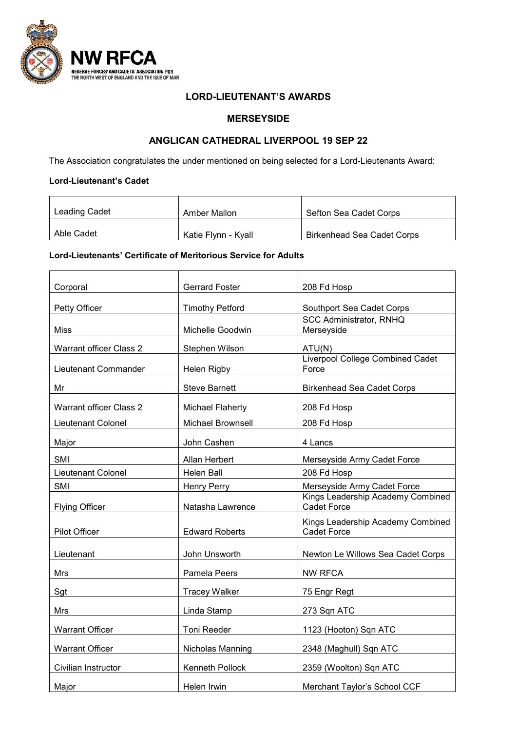NW RFCA
RESERVE FORCES' AND CADETS' ASSOCIATION FOR THE NORTH WEST OF ENGLAND AND THE ISLE OF MAN

## LORD-LIEUTENANT'S AWARDS

## MERSEYSIDE

## ANGLICAN CATHEDRAL LIVERPOOL 19 SEP 22

The Association congratulates the under mentioned on being selected for a Lord-Lieutenants Award:

**Lord-Lieutenant's Cadet**

| | | |
|---|---|---|
| Leading Cadet | Amber Mallon | Sefton Sea Cadet Corps |
| Able Cadet | Katie Flynn - Kyall | Birkenhead Sea Cadet Corps |

**Lord-Lieutenants' Certificate of Meritorious Service for Adults**

| | | |
|---|---|---|
| Corporal | Gerrard Foster | 208 Fd Hosp |
| Petty Officer | Timothy Petford | Southport Sea Cadet Corps |
| Miss | Michelle Goodwin | SCC Administrator, RNHQ Merseyside |
| Warrant officer Class 2 | Stephen Wilson | ATU(N) |
| Lieutenant Commander | Helen Rigby | Liverpool College Combined Cadet Force |
| Mr | Steve Barnett | Birkenhead Sea Cadet Corps |
| Warrant officer Class 2 | Michael Flaherty | 208 Fd Hosp |
| Lieutenant Colonel | Michael Brownsell | 208 Fd Hosp |
| Major | John Cashen | 4 Lancs |
| SMI | Allan Herbert | Merseyside Army Cadet Force |
| Lieutenant Colonel | Helen Ball | 208 Fd Hosp |
| SMI | Henry Perry | Merseyside Army Cadet Force |
| Flying Officer | Natasha Lawrence | Kings Leadership Academy Combined Cadet Force |
| Pilot Officer | Edward Roberts | Kings Leadership Academy Combined Cadet Force |
| Lieutenant | John Unsworth | Newton Le Willows Sea Cadet Corps |
| Mrs | Pamela Peers | NW RFCA |
| Sgt | Tracey Walker | 75 Engr Regt |
| Mrs | Linda Stamp | 273 Sqn ATC |
| Warrant Officer | Toni Reeder | 1123 (Hooton) Sqn ATC |
| Warrant Officer | Nicholas Manning | 2348 (Maghull) Sqn ATC |
| Civilian Instructor | Kenneth Pollock | 2359 (Woolton) Sqn ATC |
| Major | Helen Irwin | Merchant Taylor's School CCF |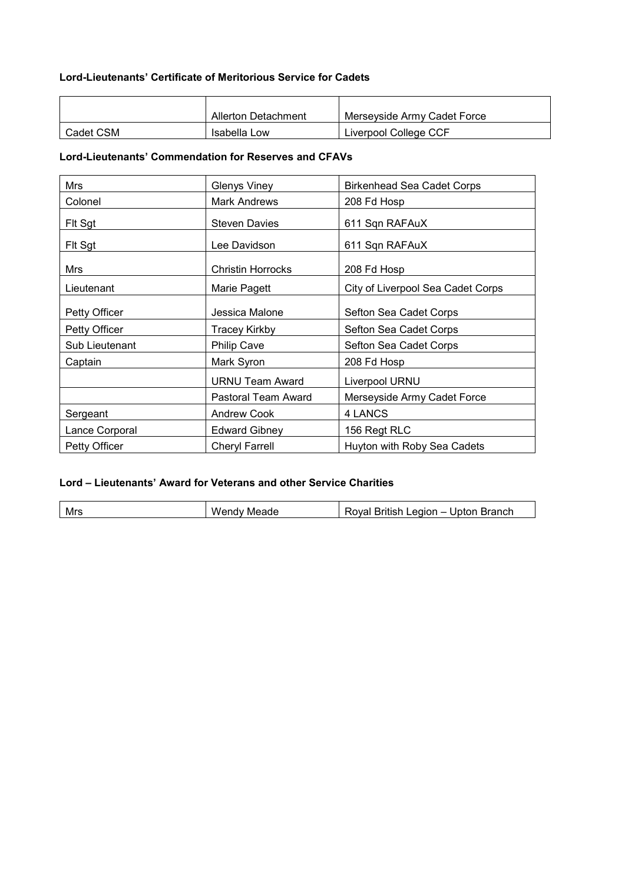**Lord-Lieutenants' Certificate of Meritorious Service for Cadets**

| | | |
|---|---|---|
| | Allerton Detachment | Merseyside Army Cadet Force |
| Cadet CSM | Isabella Low | Liverpool College CCF |

**Lord-Lieutenants' Commendation for Reserves and CFAVs**

| | | |
|---|---|---|
| Mrs | Glenys Viney | Birkenhead Sea Cadet Corps |
| Colonel | Mark Andrews | 208 Fd Hosp |
| Flt Sgt | Steven Davies | 611 Sqn RAFAuX |
| Flt Sgt | Lee Davidson | 611 Sqn RAFAuX |
| Mrs | Christin Horrocks | 208 Fd Hosp |
| Lieutenant | Marie Pagett | City of Liverpool Sea Cadet Corps |
| Petty Officer | Jessica Malone | Sefton Sea Cadet Corps |
| Petty Officer | Tracey Kirkby | Sefton Sea Cadet Corps |
| Sub Lieutenant | Philip Cave | Sefton Sea Cadet Corps |
| Captain | Mark Syron | 208 Fd Hosp |
| | URNU Team Award | Liverpool URNU |
| | Pastoral Team Award | Merseyside Army Cadet Force |
| Sergeant | Andrew Cook | 4 LANCS |
| Lance Corporal | Edward Gibney | 156 Regt RLC |
| Petty Officer | Cheryl Farrell | Huyton with Roby Sea Cadets |

**Lord – Lieutenants' Award for Veterans and other Service Charities**

| | | |
|---|---|---|
| Mrs | Wendy Meade | Royal British Legion – Upton Branch |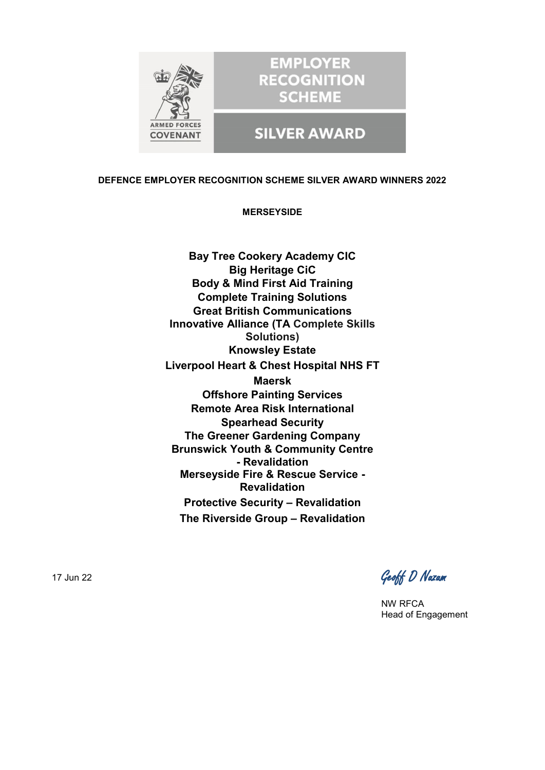EMPLOYER RECOGNITION SCHEME

SILVER AWARD

ARMED FORCES COVENANT

**DEFENCE EMPLOYER RECOGNITION SCHEME SILVER AWARD WINNERS 2022**

**MERSEYSIDE**

**Bay Tree Cookery Academy CIC**
**Big Heritage CiC**
**Body & Mind First Aid Training**
**Complete Training Solutions**
**Great British Communications**
**Innovative Alliance (TA Complete Skills Solutions)**
**Knowsley Estate**
**Liverpool Heart & Chest Hospital NHS FT**
**Maersk**
**Offshore Painting Services**
**Remote Area Risk International**
**Spearhead Security**
**The Greener Gardening Company**
**Brunswick Youth & Community Centre - Revalidation**
**Merseyside Fire & Rescue Service - Revalidation**
**Protective Security – Revalidation**
**The Riverside Group – Revalidation**

17 Jun 22

*Geoff D Nazam*

NW RFCA
Head of Engagement